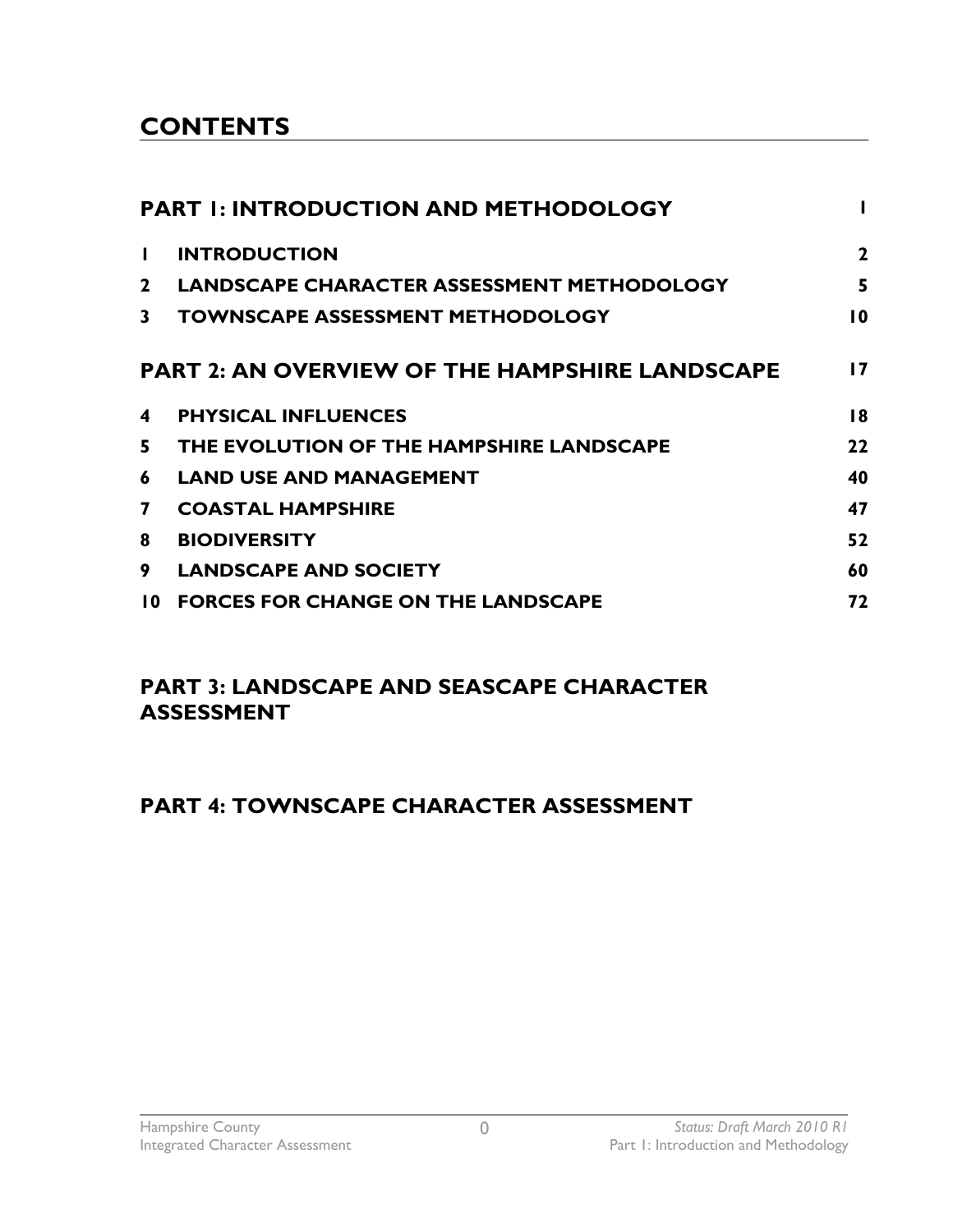# CONTENTS

| | | |
|---|---|---|
| **PART 1: INTRODUCTION AND METHODOLOGY** | | **1** |
| **1** | **INTRODUCTION** | **2** |
| **2** | **LANDSCAPE CHARACTER ASSESSMENT METHODOLOGY** | **5** |
| **3** | **TOWNSCAPE ASSESSMENT METHODOLOGY** | **10** |
| **PART 2: AN OVERVIEW OF THE HAMPSHIRE LANDSCAPE** | | **17** |
| **4** | **PHYSICAL INFLUENCES** | **18** |
| **5** | **THE EVOLUTION OF THE HAMPSHIRE LANDSCAPE** | **22** |
| **6** | **LAND USE AND MANAGEMENT** | **40** |
| **7** | **COASTAL HAMPSHIRE** | **47** |
| **8** | **BIODIVERSITY** | **52** |
| **9** | **LANDSCAPE AND SOCIETY** | **60** |
| **10** | **FORCES FOR CHANGE ON THE LANDSCAPE** | **72** |

## PART 3: LANDSCAPE AND SEASCAPE CHARACTER ASSESSMENT

## PART 4: TOWNSCAPE CHARACTER ASSESSMENT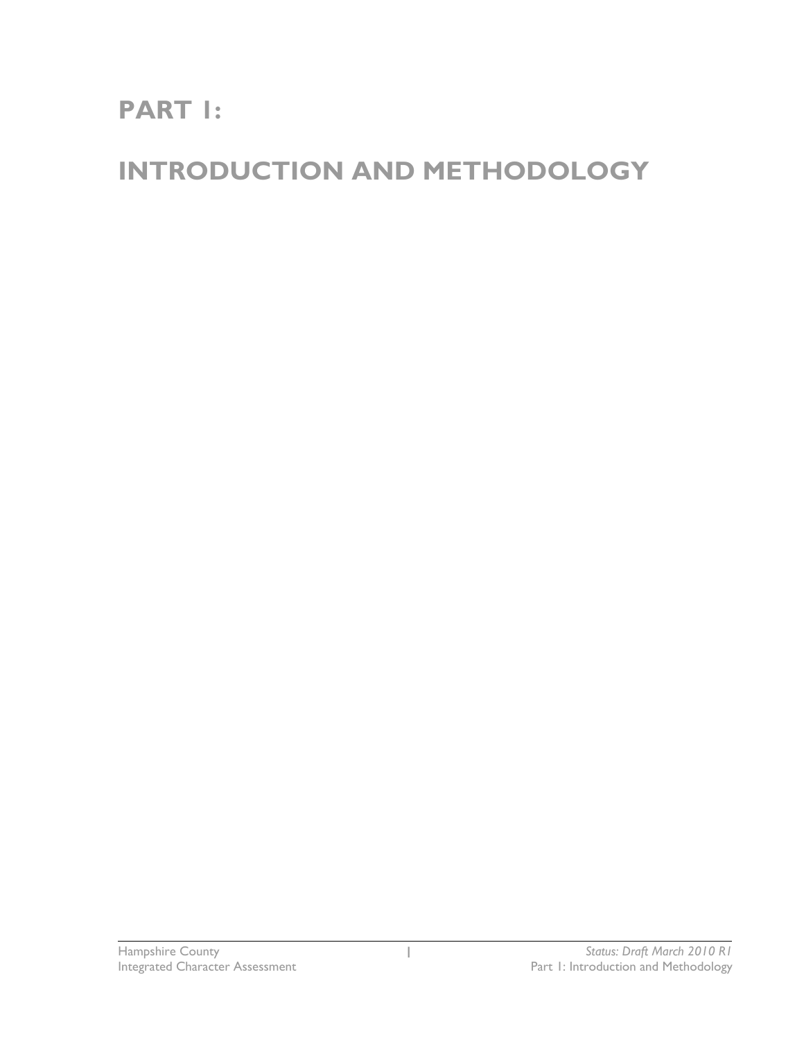# PART 1:

# INTRODUCTION AND METHODOLOGY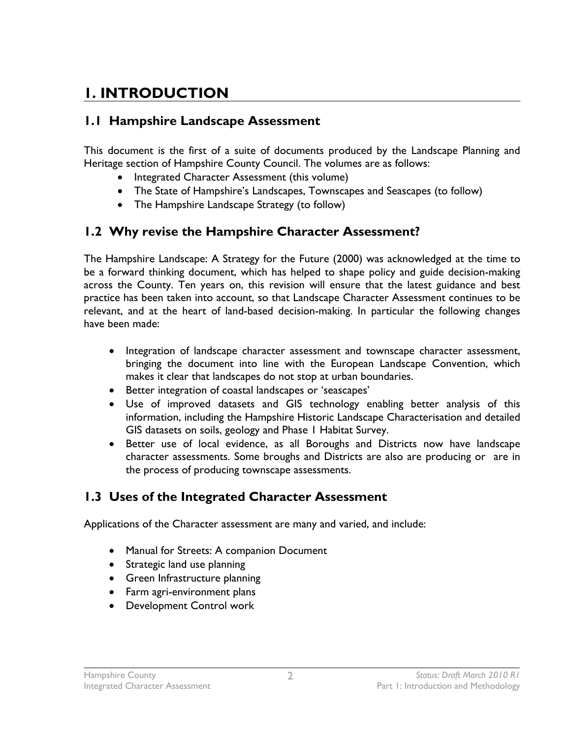# 1. INTRODUCTION

## 1.1 Hampshire Landscape Assessment

This document is the first of a suite of documents produced by the Landscape Planning and Heritage section of Hampshire County Council. The volumes are as follows:

- Integrated Character Assessment (this volume)
- The State of Hampshire's Landscapes, Townscapes and Seascapes (to follow)
- The Hampshire Landscape Strategy (to follow)

## 1.2 Why revise the Hampshire Character Assessment?

The Hampshire Landscape: A Strategy for the Future (2000) was acknowledged at the time to be a forward thinking document, which has helped to shape policy and guide decision-making across the County. Ten years on, this revision will ensure that the latest guidance and best practice has been taken into account, so that Landscape Character Assessment continues to be relevant, and at the heart of land-based decision-making. In particular the following changes have been made:

- Integration of landscape character assessment and townscape character assessment, bringing the document into line with the European Landscape Convention, which makes it clear that landscapes do not stop at urban boundaries.
- Better integration of coastal landscapes or 'seascapes'
- Use of improved datasets and GIS technology enabling better analysis of this information, including the Hampshire Historic Landscape Characterisation and detailed GIS datasets on soils, geology and Phase 1 Habitat Survey.
- Better use of local evidence, as all Boroughs and Districts now have landscape character assessments. Some broughs and Districts are also are producing or are in the process of producing townscape assessments.

## 1.3 Uses of the Integrated Character Assessment

Applications of the Character assessment are many and varied, and include:

- Manual for Streets: A companion Document
- Strategic land use planning
- Green Infrastructure planning
- Farm agri-environment plans
- Development Control work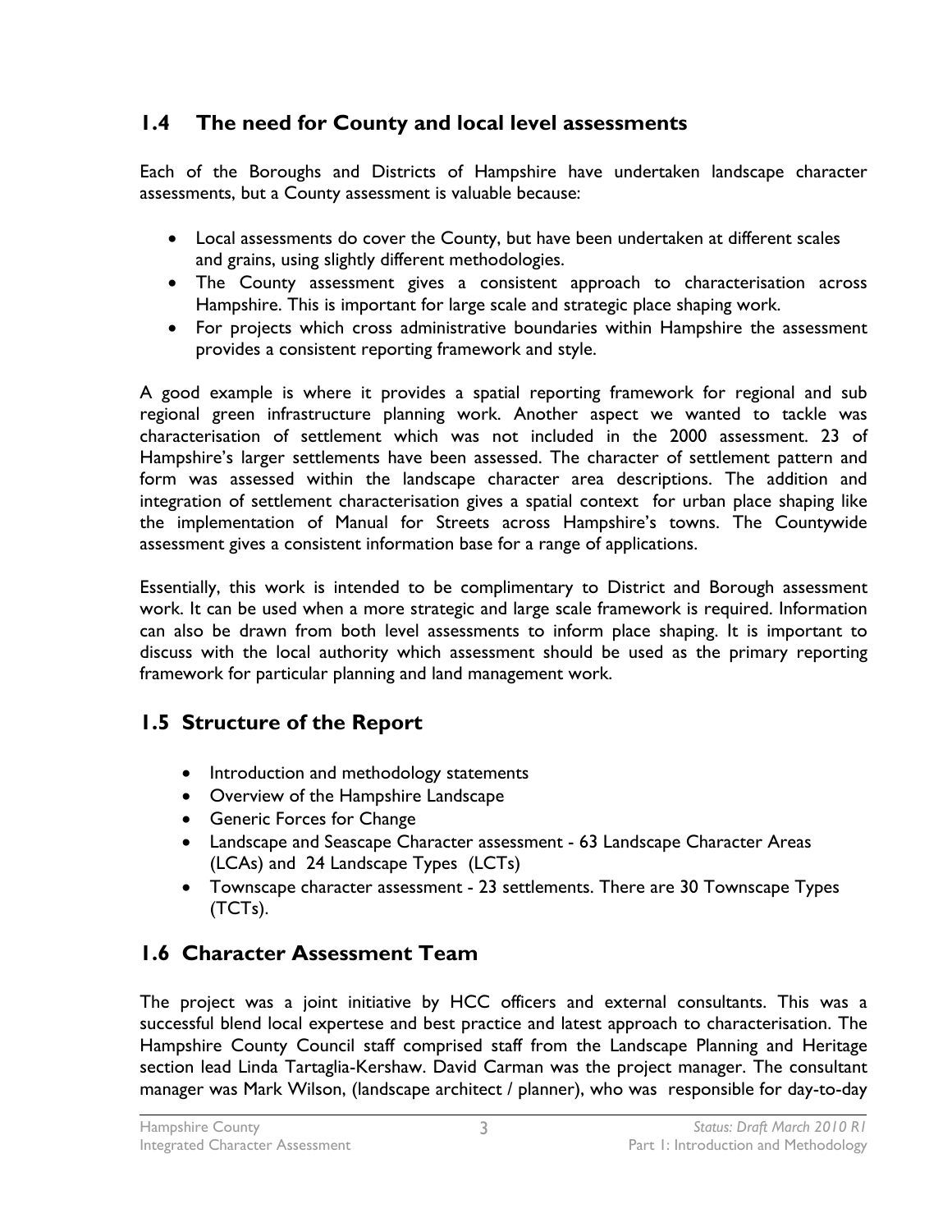## 1.4 The need for County and local level assessments

Each of the Boroughs and Districts of Hampshire have undertaken landscape character assessments, but a County assessment is valuable because:

- Local assessments do cover the County, but have been undertaken at different scales and grains, using slightly different methodologies.
- The County assessment gives a consistent approach to characterisation across Hampshire. This is important for large scale and strategic place shaping work.
- For projects which cross administrative boundaries within Hampshire the assessment provides a consistent reporting framework and style.

A good example is where it provides a spatial reporting framework for regional and sub regional green infrastructure planning work. Another aspect we wanted to tackle was characterisation of settlement which was not included in the 2000 assessment. 23 of Hampshire's larger settlements have been assessed. The character of settlement pattern and form was assessed within the landscape character area descriptions. The addition and integration of settlement characterisation gives a spatial context for urban place shaping like the implementation of Manual for Streets across Hampshire's towns. The Countywide assessment gives a consistent information base for a range of applications.

Essentially, this work is intended to be complimentary to District and Borough assessment work. It can be used when a more strategic and large scale framework is required. Information can also be drawn from both level assessments to inform place shaping. It is important to discuss with the local authority which assessment should be used as the primary reporting framework for particular planning and land management work.

## 1.5 Structure of the Report

- Introduction and methodology statements
- Overview of the Hampshire Landscape
- Generic Forces for Change
- Landscape and Seascape Character assessment - 63 Landscape Character Areas (LCAs) and 24 Landscape Types (LCTs)
- Townscape character assessment - 23 settlements. There are 30 Townscape Types (TCTs).

## 1.6 Character Assessment Team

The project was a joint initiative by HCC officers and external consultants. This was a successful blend local expertese and best practice and latest approach to characterisation. The Hampshire County Council staff comprised staff from the Landscape Planning and Heritage section lead Linda Tartaglia-Kershaw. David Carman was the project manager. The consultant manager was Mark Wilson, (landscape architect / planner), who was responsible for day-to-day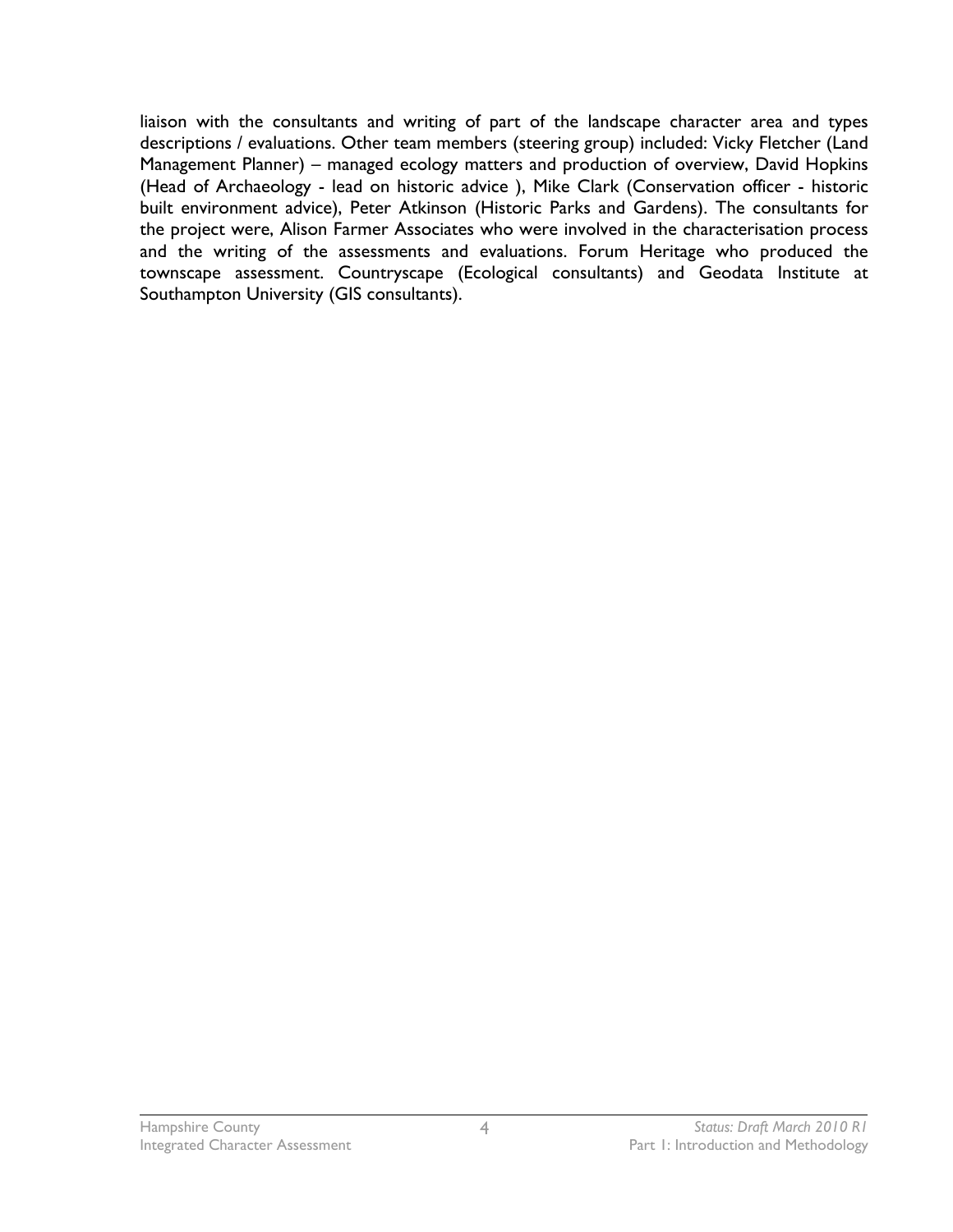liaison with the consultants and writing of part of the landscape character area and types descriptions / evaluations. Other team members (steering group) included: Vicky Fletcher (Land Management Planner) – managed ecology matters and production of overview, David Hopkins (Head of Archaeology - lead on historic advice ), Mike Clark (Conservation officer - historic built environment advice), Peter Atkinson (Historic Parks and Gardens). The consultants for the project were, Alison Farmer Associates who were involved in the characterisation process and the writing of the assessments and evaluations. Forum Heritage who produced the townscape assessment. Countryscape (Ecological consultants) and Geodata Institute at Southampton University (GIS consultants).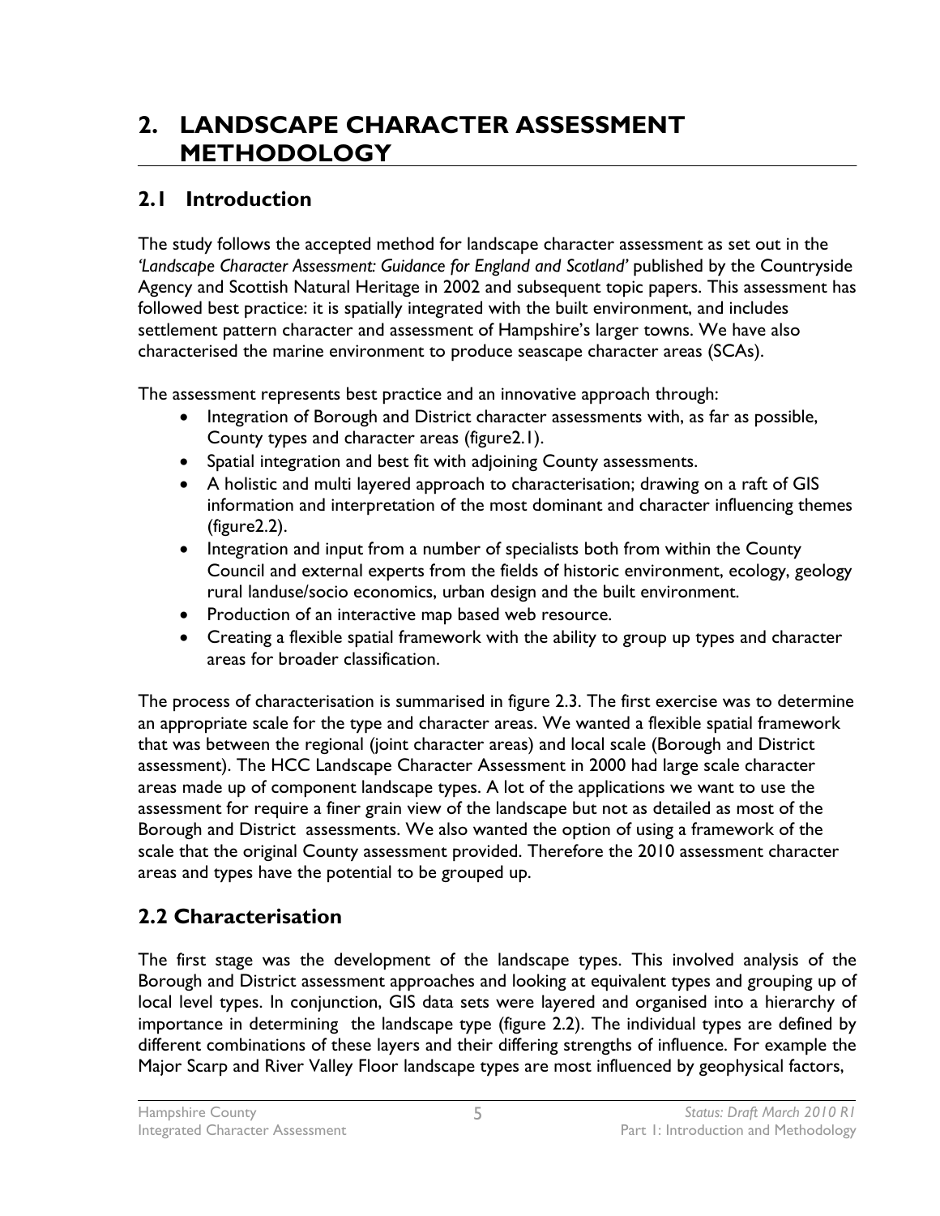# 2. LANDSCAPE CHARACTER ASSESSMENT METHODOLOGY

## 2.1 Introduction

The study follows the accepted method for landscape character assessment as set out in the *'Landscape Character Assessment: Guidance for England and Scotland'* published by the Countryside Agency and Scottish Natural Heritage in 2002 and subsequent topic papers. This assessment has followed best practice: it is spatially integrated with the built environment, and includes settlement pattern character and assessment of Hampshire's larger towns. We have also characterised the marine environment to produce seascape character areas (SCAs).

The assessment represents best practice and an innovative approach through:

- Integration of Borough and District character assessments with, as far as possible, County types and character areas (figure2.1).
- Spatial integration and best fit with adjoining County assessments.
- A holistic and multi layered approach to characterisation; drawing on a raft of GIS information and interpretation of the most dominant and character influencing themes (figure2.2).
- Integration and input from a number of specialists both from within the County Council and external experts from the fields of historic environment, ecology, geology rural landuse/socio economics, urban design and the built environment.
- Production of an interactive map based web resource.
- Creating a flexible spatial framework with the ability to group up types and character areas for broader classification.

The process of characterisation is summarised in figure 2.3. The first exercise was to determine an appropriate scale for the type and character areas. We wanted a flexible spatial framework that was between the regional (joint character areas) and local scale (Borough and District assessment). The HCC Landscape Character Assessment in 2000 had large scale character areas made up of component landscape types. A lot of the applications we want to use the assessment for require a finer grain view of the landscape but not as detailed as most of the Borough and District assessments. We also wanted the option of using a framework of the scale that the original County assessment provided. Therefore the 2010 assessment character areas and types have the potential to be grouped up.

## 2.2 Characterisation

The first stage was the development of the landscape types. This involved analysis of the Borough and District assessment approaches and looking at equivalent types and grouping up of local level types. In conjunction, GIS data sets were layered and organised into a hierarchy of importance in determining the landscape type (figure 2.2). The individual types are defined by different combinations of these layers and their differing strengths of influence. For example the Major Scarp and River Valley Floor landscape types are most influenced by geophysical factors,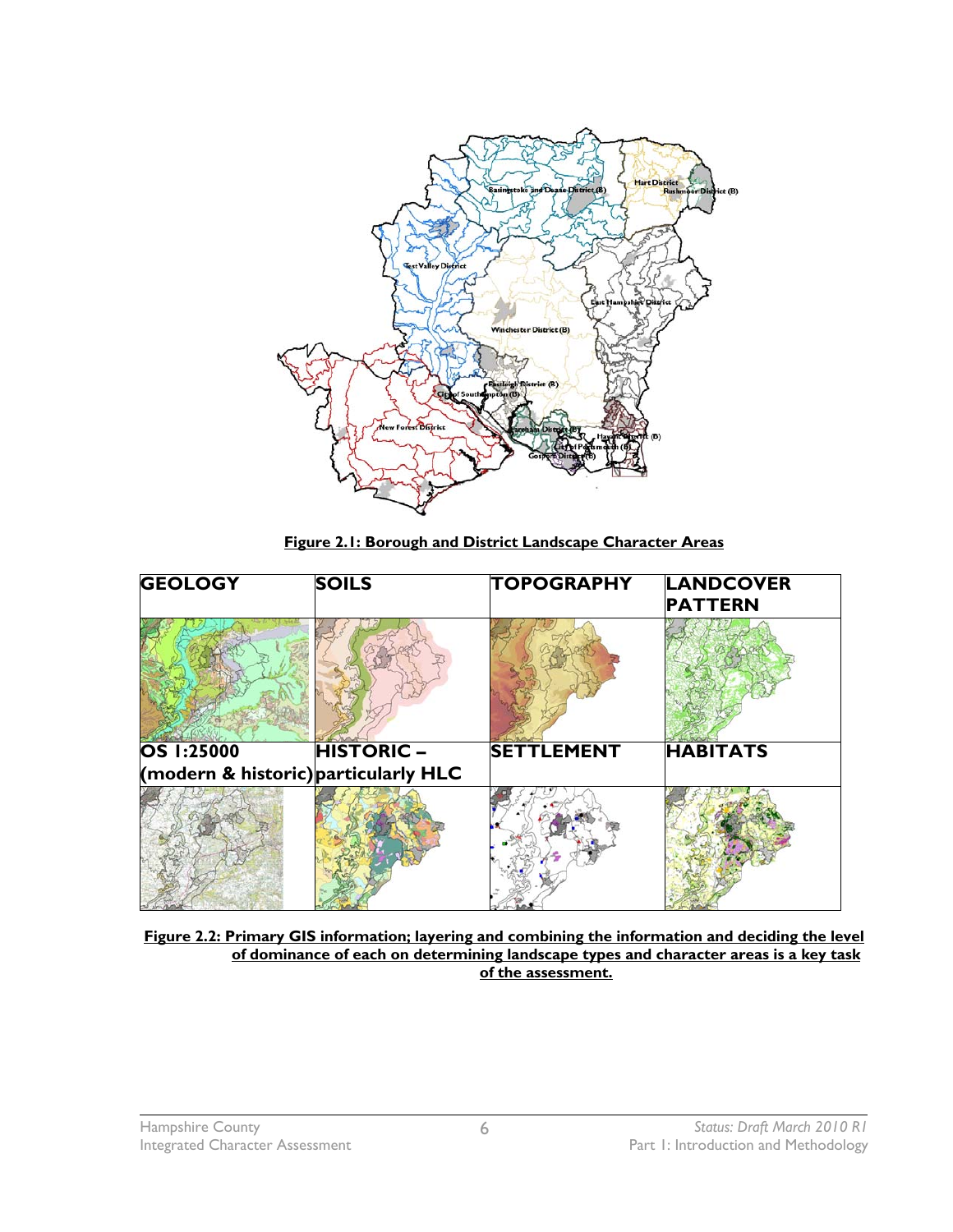**Figure 2.1: Borough and District Landscape Character Areas**

| GEOLOGY | SOILS | TOPOGRAPHY | LANDCOVER PATTERN |
| --- | --- | --- | --- |
| | | | |
| **OS 1:25000 (modern & historic)** | **HISTORIC – particularly HLC** | **SETTLEMENT** | **HABITATS** |
| | | | |

**Figure 2.2: Primary GIS information; layering and combining the information and deciding the level of dominance of each on determining landscape types and character areas is a key task of the assessment.**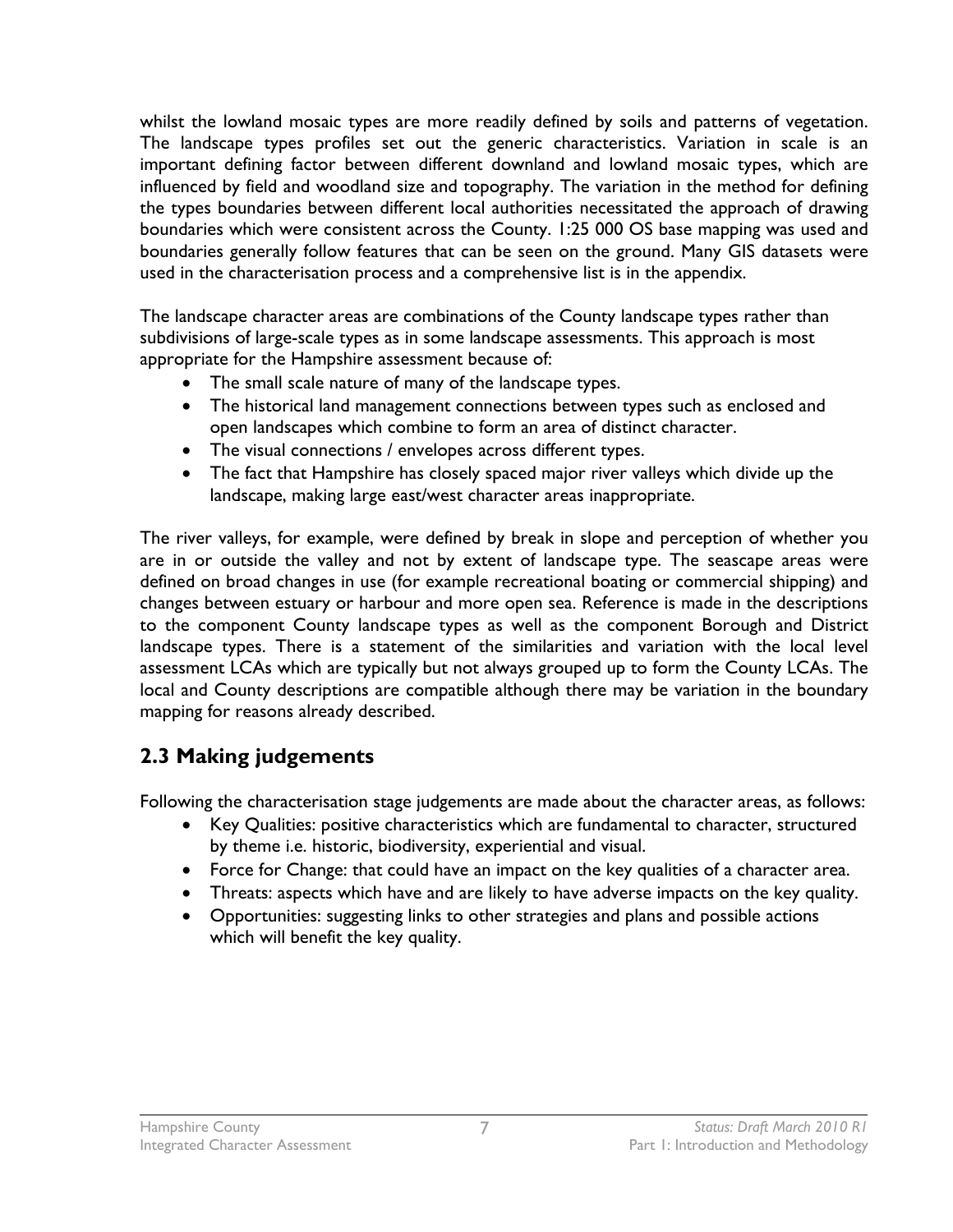whilst the lowland mosaic types are more readily defined by soils and patterns of vegetation. The landscape types profiles set out the generic characteristics. Variation in scale is an important defining factor between different downland and lowland mosaic types, which are influenced by field and woodland size and topography. The variation in the method for defining the types boundaries between different local authorities necessitated the approach of drawing boundaries which were consistent across the County. 1:25 000 OS base mapping was used and boundaries generally follow features that can be seen on the ground. Many GIS datasets were used in the characterisation process and a comprehensive list is in the appendix.

The landscape character areas are combinations of the County landscape types rather than subdivisions of large-scale types as in some landscape assessments. This approach is most appropriate for the Hampshire assessment because of:

- The small scale nature of many of the landscape types.
- The historical land management connections between types such as enclosed and open landscapes which combine to form an area of distinct character.
- The visual connections / envelopes across different types.
- The fact that Hampshire has closely spaced major river valleys which divide up the landscape, making large east/west character areas inappropriate.

The river valleys, for example, were defined by break in slope and perception of whether you are in or outside the valley and not by extent of landscape type. The seascape areas were defined on broad changes in use (for example recreational boating or commercial shipping) and changes between estuary or harbour and more open sea. Reference is made in the descriptions to the component County landscape types as well as the component Borough and District landscape types. There is a statement of the similarities and variation with the local level assessment LCAs which are typically but not always grouped up to form the County LCAs. The local and County descriptions are compatible although there may be variation in the boundary mapping for reasons already described.

## 2.3 Making judgements

Following the characterisation stage judgements are made about the character areas, as follows:

- Key Qualities: positive characteristics which are fundamental to character, structured by theme i.e. historic, biodiversity, experiential and visual.
- Force for Change: that could have an impact on the key qualities of a character area.
- Threats: aspects which have and are likely to have adverse impacts on the key quality.
- Opportunities: suggesting links to other strategies and plans and possible actions which will benefit the key quality.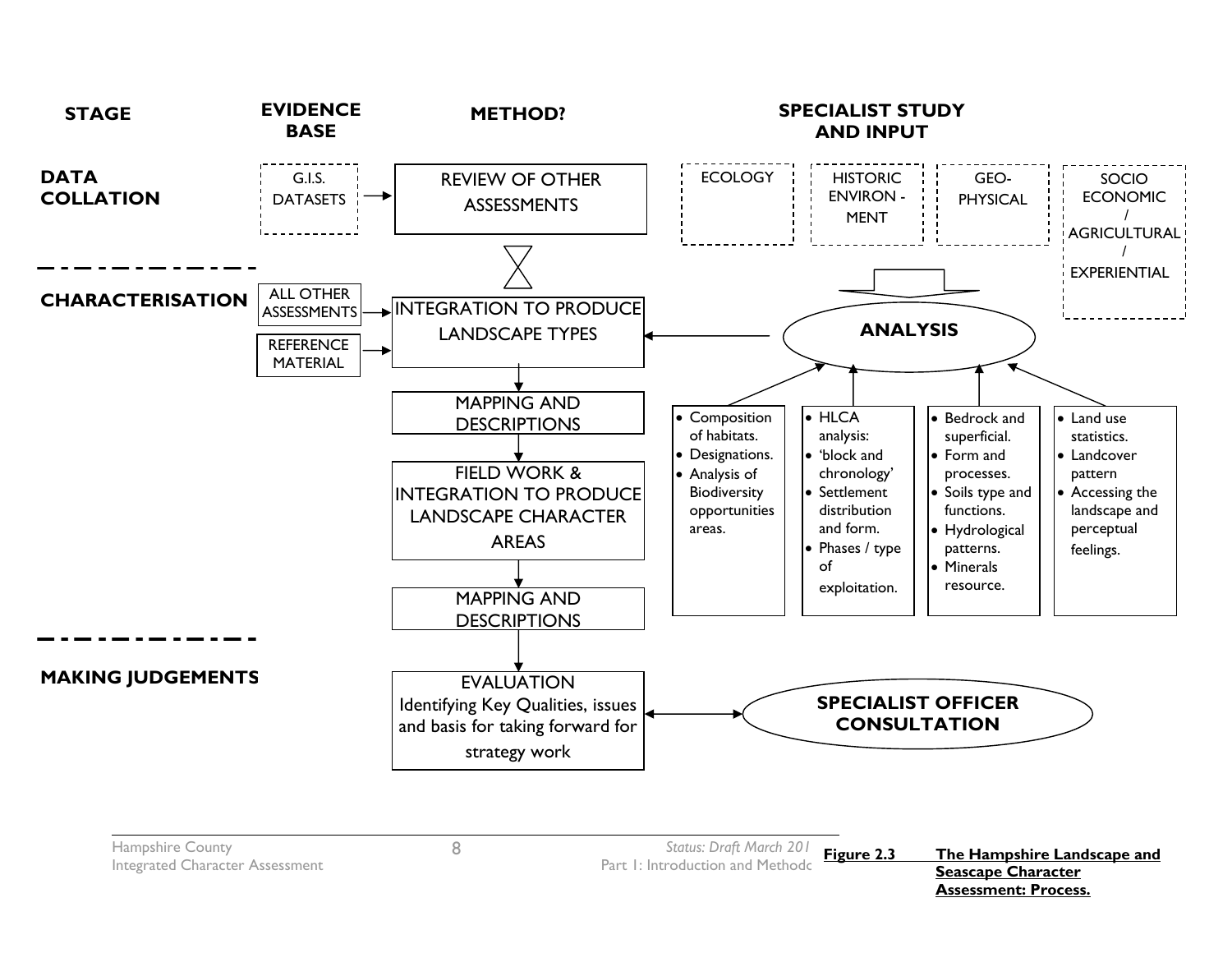| STAGE | EVIDENCE BASE | METHOD? | SPECIALIST STUDY AND INPUT |
|---|---|---|---|
| DATA COLLATION | G.I.S. DATASETS → | REVIEW OF OTHER ASSESSMENTS | ECOLOGY; HISTORIC ENVIRON - MENT; GEO-PHYSICAL; SOCIO ECONOMIC / AGRICULTURAL / EXPERIENTIAL |
| CHARACTERISATION | ALL OTHER ASSESSMENTS →; REFERENCE MATERIAL → | INTEGRATION TO PRODUCE LANDSCAPE TYPES ← ANALYSIS | |
| | | ↓ MAPPING AND DESCRIPTIONS | |
| | | ↓ FIELD WORK & INTEGRATION TO PRODUCE LANDSCAPE CHARACTER AREAS | |
| | | ↓ MAPPING AND DESCRIPTIONS | |
| MAKING JUDGEMENTS | | ↓ EVALUATION Identifying Key Qualities, issues and basis for taking forward for strategy work ↔ SPECIALIST OFFICER CONSULTATION | |

**ANALYSIS** inputs:

- Ecology:
  - Composition of habitats.
  - Designations.
  - Analysis of Biodiversity opportunities areas.
- Historic Environment:
  - HLCA analysis:
  - 'block and chronology'
  - Settlement distribution and form.
  - Phases / type of exploitation.
- Geo-physical:
  - Bedrock and superficial.
  - Form and processes.
  - Soils type and functions.
  - Hydrological patterns.
  - Minerals resource.
- Socio economic / agricultural / experiential:
  - Land use statistics.
  - Landcover pattern
  - Accessing the landscape and perceptual feelings.

**Figure 2.3** **The Hampshire Landscape and Seascape Character Assessment: Process.**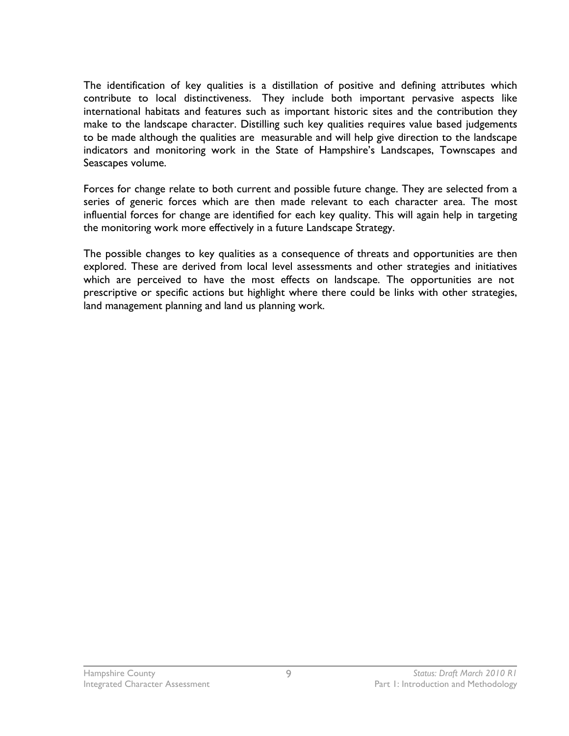The identification of key qualities is a distillation of positive and defining attributes which contribute to local distinctiveness. They include both important pervasive aspects like international habitats and features such as important historic sites and the contribution they make to the landscape character. Distilling such key qualities requires value based judgements to be made although the qualities are measurable and will help give direction to the landscape indicators and monitoring work in the State of Hampshire's Landscapes, Townscapes and Seascapes volume.

Forces for change relate to both current and possible future change. They are selected from a series of generic forces which are then made relevant to each character area. The most influential forces for change are identified for each key quality. This will again help in targeting the monitoring work more effectively in a future Landscape Strategy.

The possible changes to key qualities as a consequence of threats and opportunities are then explored. These are derived from local level assessments and other strategies and initiatives which are perceived to have the most effects on landscape. The opportunities are not prescriptive or specific actions but highlight where there could be links with other strategies, land management planning and land us planning work.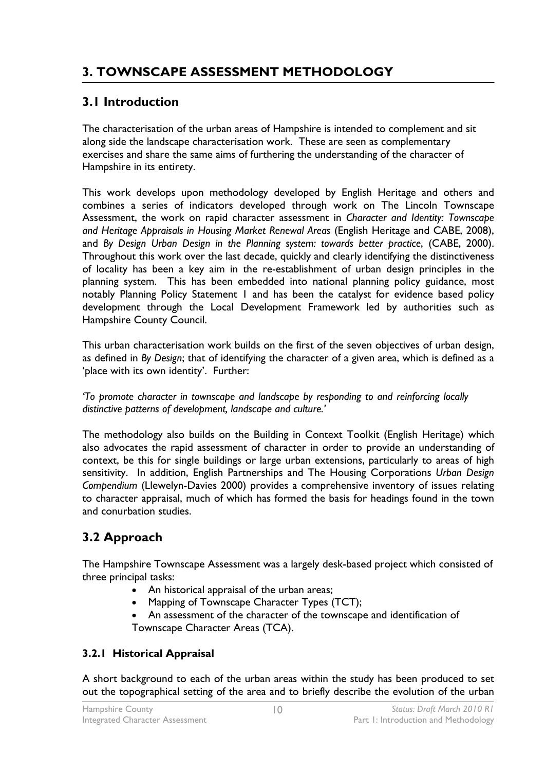# 3. TOWNSCAPE ASSESSMENT METHODOLOGY

## 3.1 Introduction

The characterisation of the urban areas of Hampshire is intended to complement and sit along side the landscape characterisation work. These are seen as complementary exercises and share the same aims of furthering the understanding of the character of Hampshire in its entirety.

This work develops upon methodology developed by English Heritage and others and combines a series of indicators developed through work on The Lincoln Townscape Assessment, the work on rapid character assessment in *Character and Identity: Townscape and Heritage Appraisals in Housing Market Renewal Areas* (English Heritage and CABE, 2008), and *By Design Urban Design in the Planning system: towards better practice*, (CABE, 2000). Throughout this work over the last decade, quickly and clearly identifying the distinctiveness of locality has been a key aim in the re-establishment of urban design principles in the planning system. This has been embedded into national planning policy guidance, most notably Planning Policy Statement 1 and has been the catalyst for evidence based policy development through the Local Development Framework led by authorities such as Hampshire County Council.

This urban characterisation work builds on the first of the seven objectives of urban design, as defined in *By Design*; that of identifying the character of a given area, which is defined as a 'place with its own identity'. Further:

*'To promote character in townscape and landscape by responding to and reinforcing locally distinctive patterns of development, landscape and culture.'*

The methodology also builds on the Building in Context Toolkit (English Heritage) which also advocates the rapid assessment of character in order to provide an understanding of context, be this for single buildings or large urban extensions, particularly to areas of high sensitivity. In addition, English Partnerships and The Housing Corporations *Urban Design Compendium* (Llewelyn-Davies 2000) provides a comprehensive inventory of issues relating to character appraisal, much of which has formed the basis for headings found in the town and conurbation studies.

## 3.2 Approach

The Hampshire Townscape Assessment was a largely desk-based project which consisted of three principal tasks:

- An historical appraisal of the urban areas;
- Mapping of Townscape Character Types (TCT);
- An assessment of the character of the townscape and identification of Townscape Character Areas (TCA).

### 3.2.1 Historical Appraisal

A short background to each of the urban areas within the study has been produced to set out the topographical setting of the area and to briefly describe the evolution of the urban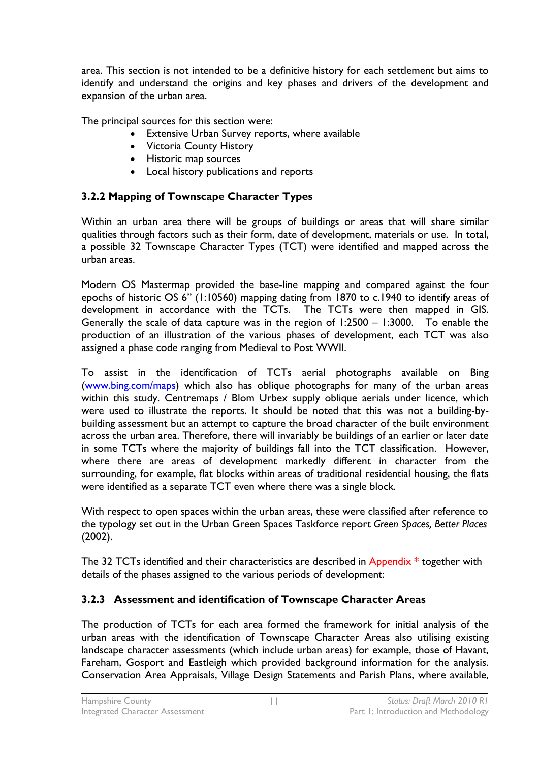area. This section is not intended to be a definitive history for each settlement but aims to identify and understand the origins and key phases and drivers of the development and expansion of the urban area.

The principal sources for this section were:

- Extensive Urban Survey reports, where available
- Victoria County History
- Historic map sources
- Local history publications and reports

### 3.2.2 Mapping of Townscape Character Types

Within an urban area there will be groups of buildings or areas that will share similar qualities through factors such as their form, date of development, materials or use. In total, a possible 32 Townscape Character Types (TCT) were identified and mapped across the urban areas.

Modern OS Mastermap provided the base-line mapping and compared against the four epochs of historic OS 6" (1:10560) mapping dating from 1870 to c.1940 to identify areas of development in accordance with the TCTs. The TCTs were then mapped in GIS. Generally the scale of data capture was in the region of 1:2500 – 1:3000. To enable the production of an illustration of the various phases of development, each TCT was also assigned a phase code ranging from Medieval to Post WWII.

To assist in the identification of TCTs aerial photographs available on Bing ([www.bing.com/maps](www.bing.com/maps)) which also has oblique photographs for many of the urban areas within this study. Centremaps / Blom Urbex supply oblique aerials under licence, which were used to illustrate the reports. It should be noted that this was not a building-by-building assessment but an attempt to capture the broad character of the built environment across the urban area. Therefore, there will invariably be buildings of an earlier or later date in some TCTs where the majority of buildings fall into the TCT classification. However, where there are areas of development markedly different in character from the surrounding, for example, flat blocks within areas of traditional residential housing, the flats were identified as a separate TCT even where there was a single block.

With respect to open spaces within the urban areas, these were classified after reference to the typology set out in the Urban Green Spaces Taskforce report *Green Spaces, Better Places* (2002).

The 32 TCTs identified and their characteristics are described in Appendix * together with details of the phases assigned to the various periods of development:

### 3.2.3 Assessment and identification of Townscape Character Areas

The production of TCTs for each area formed the framework for initial analysis of the urban areas with the identification of Townscape Character Areas also utilising existing landscape character assessments (which include urban areas) for example, those of Havant, Fareham, Gosport and Eastleigh which provided background information for the analysis. Conservation Area Appraisals, Village Design Statements and Parish Plans, where available,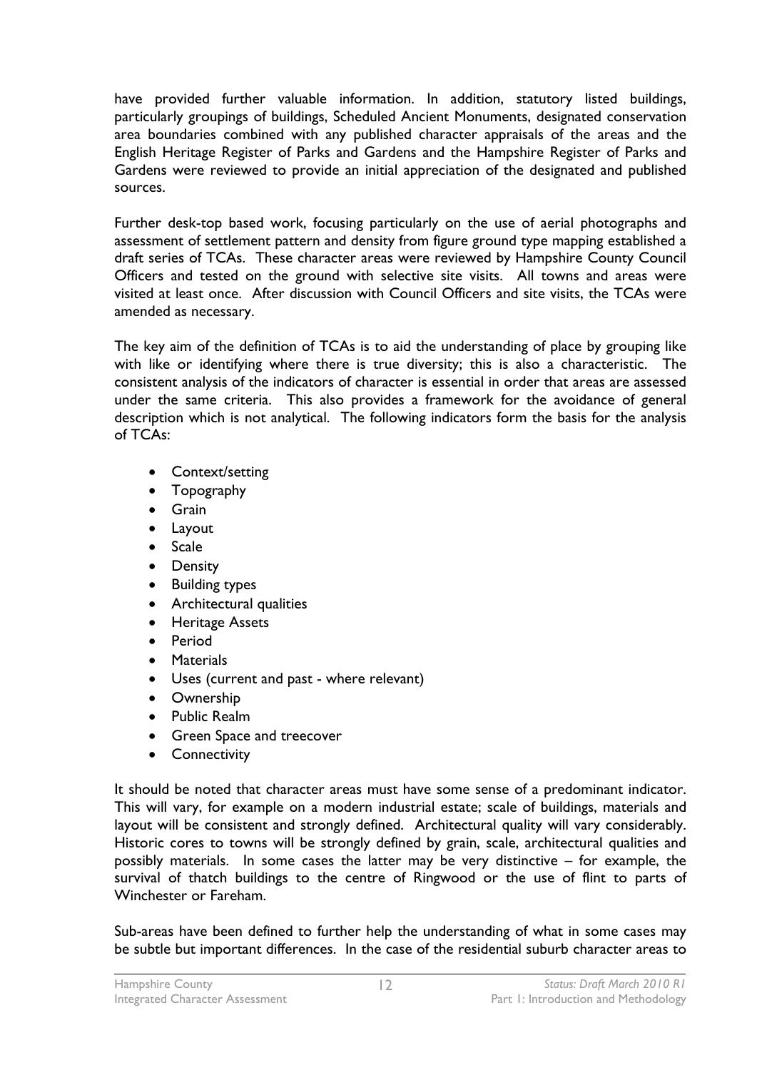have provided further valuable information. In addition, statutory listed buildings, particularly groupings of buildings, Scheduled Ancient Monuments, designated conservation area boundaries combined with any published character appraisals of the areas and the English Heritage Register of Parks and Gardens and the Hampshire Register of Parks and Gardens were reviewed to provide an initial appreciation of the designated and published sources.

Further desk-top based work, focusing particularly on the use of aerial photographs and assessment of settlement pattern and density from figure ground type mapping established a draft series of TCAs. These character areas were reviewed by Hampshire County Council Officers and tested on the ground with selective site visits. All towns and areas were visited at least once. After discussion with Council Officers and site visits, the TCAs were amended as necessary.

The key aim of the definition of TCAs is to aid the understanding of place by grouping like with like or identifying where there is true diversity; this is also a characteristic. The consistent analysis of the indicators of character is essential in order that areas are assessed under the same criteria. This also provides a framework for the avoidance of general description which is not analytical. The following indicators form the basis for the analysis of TCAs:

- Context/setting
- Topography
- Grain
- Layout
- Scale
- Density
- Building types
- Architectural qualities
- Heritage Assets
- Period
- Materials
- Uses (current and past - where relevant)
- Ownership
- Public Realm
- Green Space and treecover
- Connectivity

It should be noted that character areas must have some sense of a predominant indicator. This will vary, for example on a modern industrial estate; scale of buildings, materials and layout will be consistent and strongly defined. Architectural quality will vary considerably. Historic cores to towns will be strongly defined by grain, scale, architectural qualities and possibly materials. In some cases the latter may be very distinctive – for example, the survival of thatch buildings to the centre of Ringwood or the use of flint to parts of Winchester or Fareham.

Sub-areas have been defined to further help the understanding of what in some cases may be subtle but important differences. In the case of the residential suburb character areas to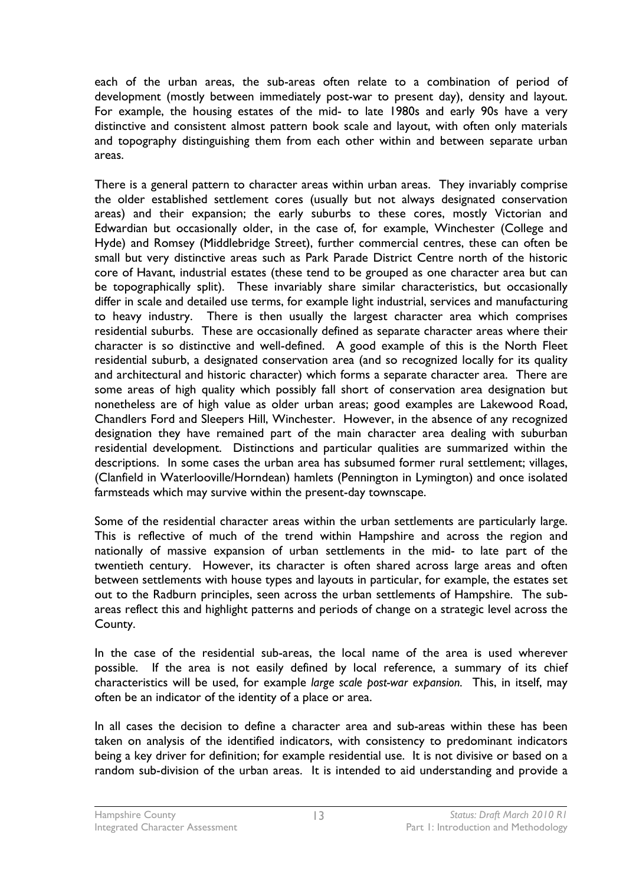each of the urban areas, the sub-areas often relate to a combination of period of development (mostly between immediately post-war to present day), density and layout. For example, the housing estates of the mid- to late 1980s and early 90s have a very distinctive and consistent almost pattern book scale and layout, with often only materials and topography distinguishing them from each other within and between separate urban areas.

There is a general pattern to character areas within urban areas. They invariably comprise the older established settlement cores (usually but not always designated conservation areas) and their expansion; the early suburbs to these cores, mostly Victorian and Edwardian but occasionally older, in the case of, for example, Winchester (College and Hyde) and Romsey (Middlebridge Street), further commercial centres, these can often be small but very distinctive areas such as Park Parade District Centre north of the historic core of Havant, industrial estates (these tend to be grouped as one character area but can be topographically split). These invariably share similar characteristics, but occasionally differ in scale and detailed use terms, for example light industrial, services and manufacturing to heavy industry. There is then usually the largest character area which comprises residential suburbs. These are occasionally defined as separate character areas where their character is so distinctive and well-defined. A good example of this is the North Fleet residential suburb, a designated conservation area (and so recognized locally for its quality and architectural and historic character) which forms a separate character area. There are some areas of high quality which possibly fall short of conservation area designation but nonetheless are of high value as older urban areas; good examples are Lakewood Road, Chandlers Ford and Sleepers Hill, Winchester. However, in the absence of any recognized designation they have remained part of the main character area dealing with suburban residential development. Distinctions and particular qualities are summarized within the descriptions. In some cases the urban area has subsumed former rural settlement; villages, (Clanfield in Waterlooville/Horndean) hamlets (Pennington in Lymington) and once isolated farmsteads which may survive within the present-day townscape.

Some of the residential character areas within the urban settlements are particularly large. This is reflective of much of the trend within Hampshire and across the region and nationally of massive expansion of urban settlements in the mid- to late part of the twentieth century. However, its character is often shared across large areas and often between settlements with house types and layouts in particular, for example, the estates set out to the Radburn principles, seen across the urban settlements of Hampshire. The sub-areas reflect this and highlight patterns and periods of change on a strategic level across the County.

In the case of the residential sub-areas, the local name of the area is used wherever possible. If the area is not easily defined by local reference, a summary of its chief characteristics will be used, for example *large scale post-war expansion.* This, in itself, may often be an indicator of the identity of a place or area.

In all cases the decision to define a character area and sub-areas within these has been taken on analysis of the identified indicators, with consistency to predominant indicators being a key driver for definition; for example residential use. It is not divisive or based on a random sub-division of the urban areas. It is intended to aid understanding and provide a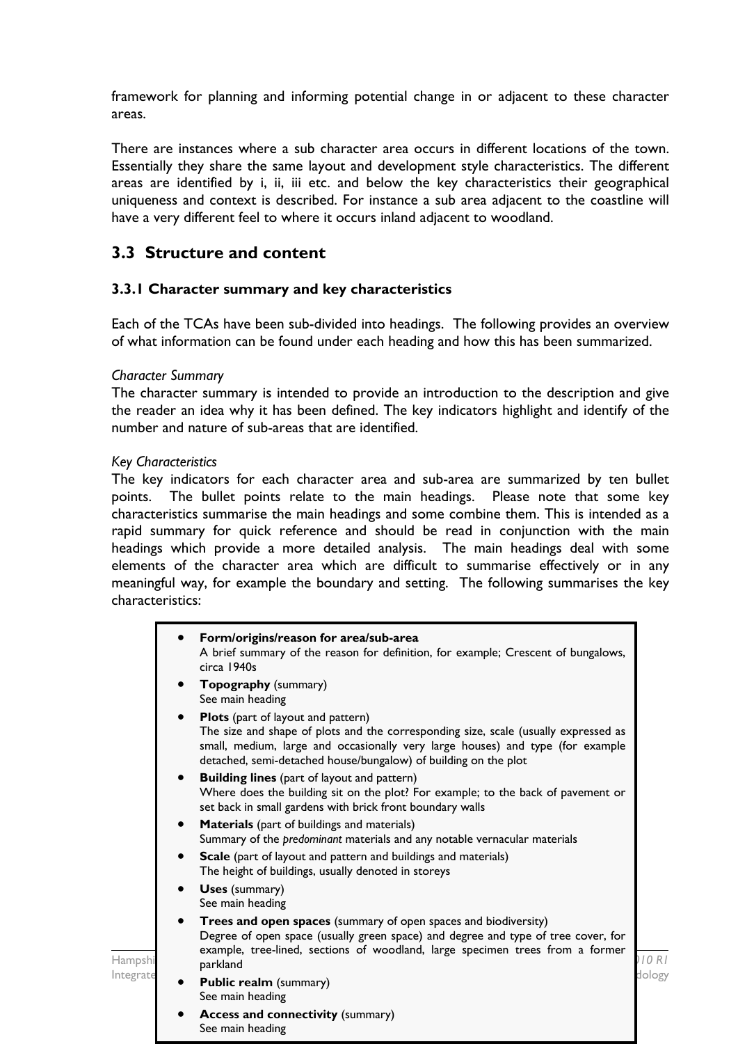framework for planning and informing potential change in or adjacent to these character areas.

There are instances where a sub character area occurs in different locations of the town. Essentially they share the same layout and development style characteristics. The different areas are identified by i, ii, iii etc. and below the key characteristics their geographical uniqueness and context is described. For instance a sub area adjacent to the coastline will have a very different feel to where it occurs inland adjacent to woodland.

## 3.3 Structure and content

### 3.3.1 Character summary and key characteristics

Each of the TCAs have been sub-divided into headings. The following provides an overview of what information can be found under each heading and how this has been summarized.

*Character Summary*
The character summary is intended to provide an introduction to the description and give the reader an idea why it has been defined. The key indicators highlight and identify of the number and nature of sub-areas that are identified.

*Key Characteristics*
The key indicators for each character area and sub-area are summarized by ten bullet points. The bullet points relate to the main headings. Please note that some key characteristics summarise the main headings and some combine them. This is intended as a rapid summary for quick reference and should be read in conjunction with the main headings which provide a more detailed analysis. The main headings deal with some elements of the character area which are difficult to summarise effectively or in any meaningful way, for example the boundary and setting. The following summarises the key characteristics:

- **Form/origins/reason for area/sub-area**
  A brief summary of the reason for definition, for example; Crescent of bungalows, circa 1940s
- **Topography** (summary)
  See main heading
- **Plots** (part of layout and pattern)
  The size and shape of plots and the corresponding size, scale (usually expressed as small, medium, large and occasionally very large houses) and type (for example detached, semi-detached house/bungalow) of building on the plot
- **Building lines** (part of layout and pattern)
  Where does the building sit on the plot? For example; to the back of pavement or set back in small gardens with brick front boundary walls
- **Materials** (part of buildings and materials)
  Summary of the *predominant* materials and any notable vernacular materials
- **Scale** (part of layout and pattern and buildings and materials)
  The height of buildings, usually denoted in storeys
- **Uses** (summary)
  See main heading
- **Trees and open spaces** (summary of open spaces and biodiversity)
  Degree of open space (usually green space) and degree and type of tree cover, for example, tree-lined, sections of woodland, large specimen trees from a former parkland
- **Public realm** (summary)
  See main heading
- **Access and connectivity** (summary)
  See main heading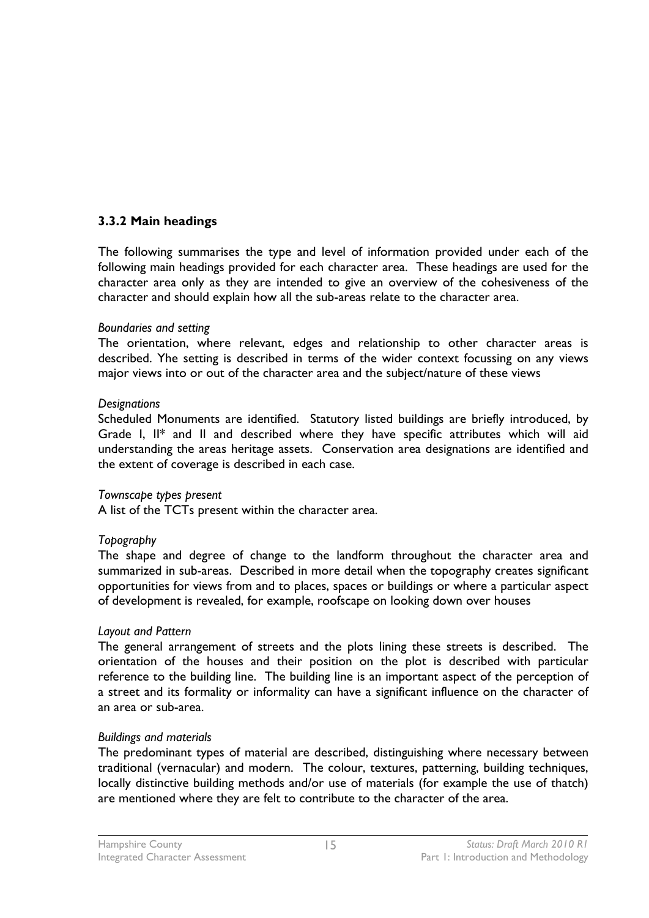### 3.3.2 Main headings

The following summarises the type and level of information provided under each of the following main headings provided for each character area. These headings are used for the character area only as they are intended to give an overview of the cohesiveness of the character and should explain how all the sub-areas relate to the character area.

*Boundaries and setting*

The orientation, where relevant, edges and relationship to other character areas is described. Yhe setting is described in terms of the wider context focussing on any views major views into or out of the character area and the subject/nature of these views

*Designations*

Scheduled Monuments are identified. Statutory listed buildings are briefly introduced, by Grade I, II* and II and described where they have specific attributes which will aid understanding the areas heritage assets. Conservation area designations are identified and the extent of coverage is described in each case.

*Townscape types present*

A list of the TCTs present within the character area.

*Topography*

The shape and degree of change to the landform throughout the character area and summarized in sub-areas. Described in more detail when the topography creates significant opportunities for views from and to places, spaces or buildings or where a particular aspect of development is revealed, for example, roofscape on looking down over houses

*Layout and Pattern*

The general arrangement of streets and the plots lining these streets is described. The orientation of the houses and their position on the plot is described with particular reference to the building line. The building line is an important aspect of the perception of a street and its formality or informality can have a significant influence on the character of an area or sub-area.

*Buildings and materials*

The predominant types of material are described, distinguishing where necessary between traditional (vernacular) and modern. The colour, textures, patterning, building techniques, locally distinctive building methods and/or use of materials (for example the use of thatch) are mentioned where they are felt to contribute to the character of the area.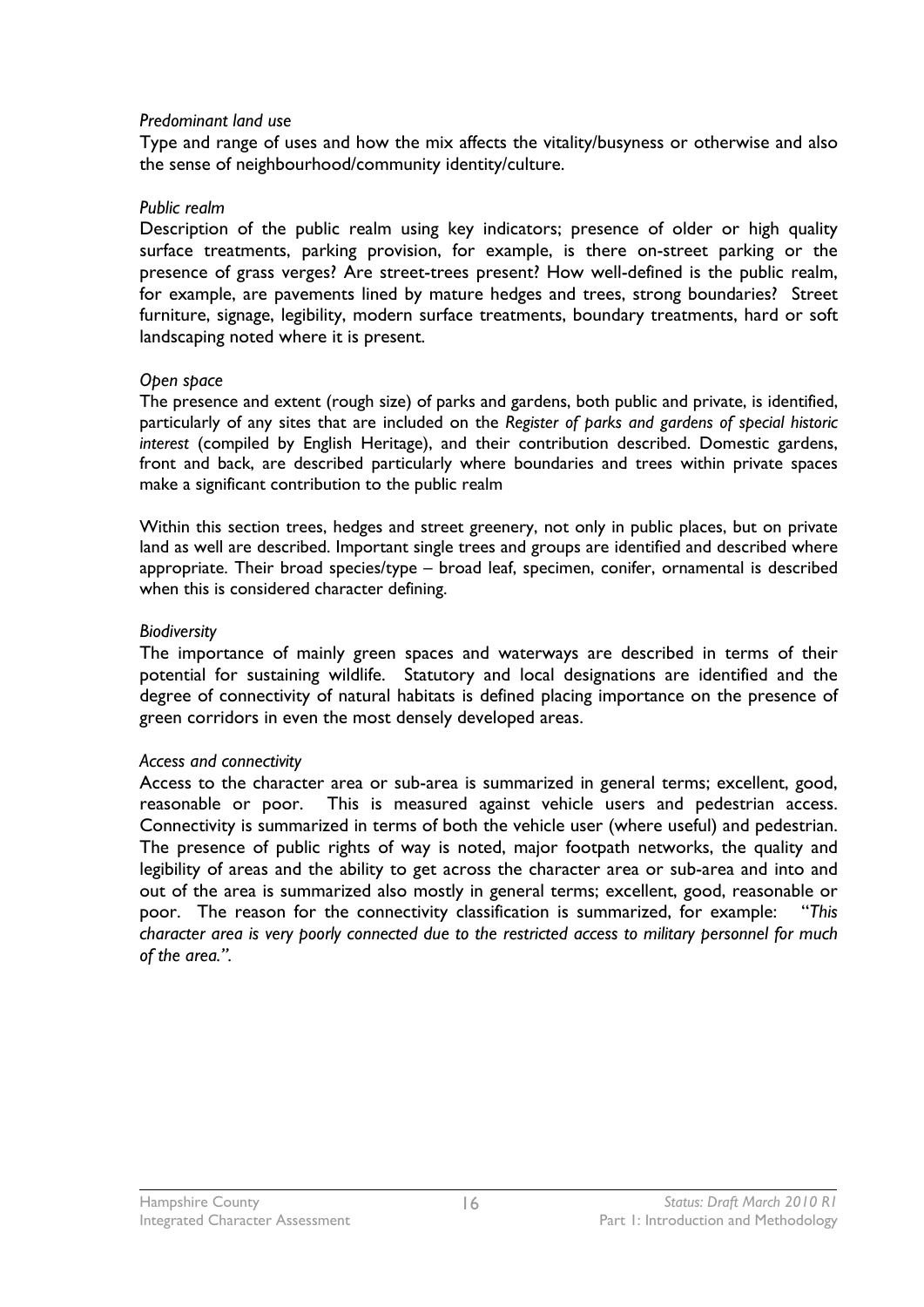*Predominant land use*

Type and range of uses and how the mix affects the vitality/busyness or otherwise and also the sense of neighbourhood/community identity/culture.

*Public realm*

Description of the public realm using key indicators; presence of older or high quality surface treatments, parking provision, for example, is there on-street parking or the presence of grass verges? Are street-trees present? How well-defined is the public realm, for example, are pavements lined by mature hedges and trees, strong boundaries? Street furniture, signage, legibility, modern surface treatments, boundary treatments, hard or soft landscaping noted where it is present.

*Open space*

The presence and extent (rough size) of parks and gardens, both public and private, is identified, particularly of any sites that are included on the *Register of parks and gardens of special historic interest* (compiled by English Heritage), and their contribution described. Domestic gardens, front and back, are described particularly where boundaries and trees within private spaces make a significant contribution to the public realm

Within this section trees, hedges and street greenery, not only in public places, but on private land as well are described. Important single trees and groups are identified and described where appropriate. Their broad species/type – broad leaf, specimen, conifer, ornamental is described when this is considered character defining.

*Biodiversity*

The importance of mainly green spaces and waterways are described in terms of their potential for sustaining wildlife. Statutory and local designations are identified and the degree of connectivity of natural habitats is defined placing importance on the presence of green corridors in even the most densely developed areas.

*Access and connectivity*

Access to the character area or sub-area is summarized in general terms; excellent, good, reasonable or poor. This is measured against vehicle users and pedestrian access. Connectivity is summarized in terms of both the vehicle user (where useful) and pedestrian. The presence of public rights of way is noted, major footpath networks, the quality and legibility of areas and the ability to get across the character area or sub-area and into and out of the area is summarized also mostly in general terms; excellent, good, reasonable or poor. The reason for the connectivity classification is summarized, for example: "*This character area is very poorly connected due to the restricted access to military personnel for much of the area.*".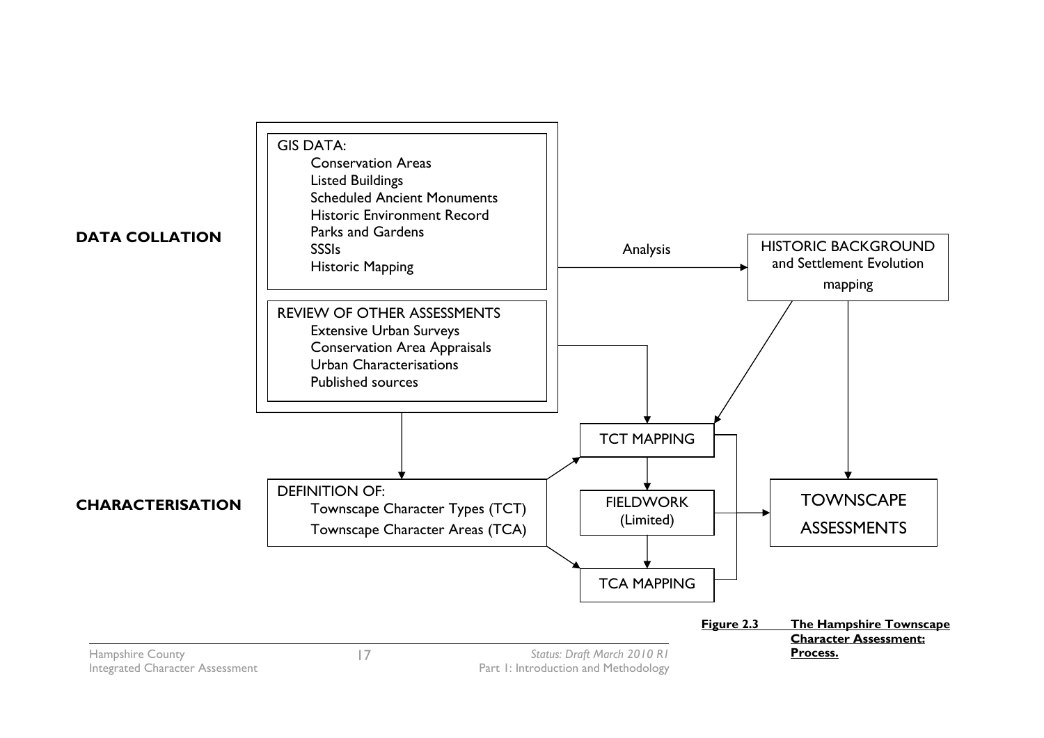**DATA COLLATION**

GIS DATA:
- Conservation Areas
- Listed Buildings
- Scheduled Ancient Monuments
- Historic Environment Record
- Parks and Gardens
- SSSIs
- Historic Mapping

REVIEW OF OTHER ASSESSMENTS
- Extensive Urban Surveys
- Conservation Area Appraisals
- Urban Characterisations
- Published sources

Analysis

HISTORIC BACKGROUND and Settlement Evolution mapping

**CHARACTERISATION**

DEFINITION OF:
- Townscape Character Types (TCT)
- Townscape Character Areas (TCA)

TCT MAPPING

FIELDWORK (Limited)

TCA MAPPING

TOWNSCAPE ASSESSMENTS

**Figure 2.3 The Hampshire Townscape Character Assessment: Process.**